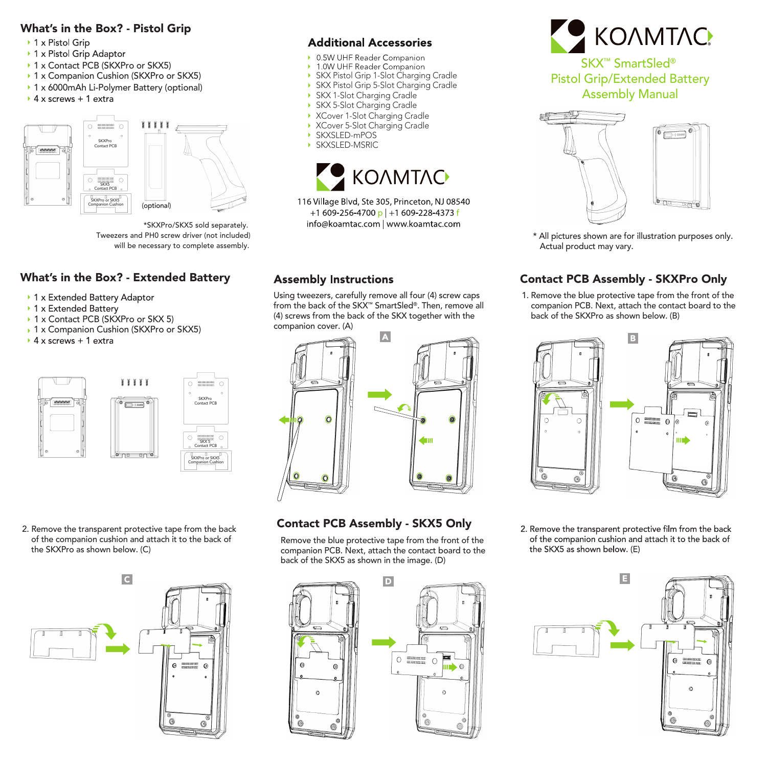# KOAMTAC

## SKX™ SmartSled®
## Pistol Grip/Extended Battery
## Assembly Manual

\* All pictures shown are for illustration purposes only. Actual product may vary.

## What's in the Box? - Pistol Grip

- 1 x Pistol Grip
- 1 x Pistol Grip Adaptor
- 1 x Contact PCB (SKXPro or SKX5)
- 1 x Companion Cushion (SKXPro or SKX5)
- 1 x 6000mAh Li-Polymer Battery (optional)
- 4 x screws + 1 extra

SKXPro Contact PCB

SKX5 Contact PCB

SKXPro or SKX5 Companion Cushion

(optional)

\*SKXPro/SKX5 sold separately.
Tweezers and PH0 screw driver (not included) will be necessary to complete assembly.

## What's in the Box? - Extended Battery

- 1 x Extended Battery Adaptor
- 1 x Extended Battery
- 1 x Contact PCB (SKXPro or SKX 5)
- 1 x Companion Cushion (SKXPro or SKX5)
- 4 x screws + 1 extra

SKXPro Contact PCB

SKX 5 Contact PCB

SKXPro or SKX5 Companion Cushion

## Additional Accessories

- 0.5W UHF Reader Companion
- 1.0W UHF Reader Companion
- SKX Pistol Grip 1-Slot Charging Cradle
- SKX Pistol Grip 5-Slot Charging Cradle
- SKX 1-Slot Charging Cradle
- SKX 5-Slot Charging Cradle
- XCover 1-Slot Charging Cradle
- XCover 5-Slot Charging Cradle
- SKXSLED-mPOS
- SKXSLED-MSRIC

KOAMTAC

116 Village Blvd, Ste 305, Princeton, NJ 08540
+1 609-256-4700 p | +1 609-228-4373 f
info@koamtac.com | www.koamtac.com

## Assembly Instructions

Using tweezers, carefully remove all four (4) screw caps from the back of the SKX™ SmartSled®. Then, remove all (4) screws from the back of the SKX together with the companion cover. (A)

A

## Contact PCB Assembly - SKXPro Only

1. Remove the blue protective tape from the front of the companion PCB. Next, attach the contact board to the back of the SKXPro as shown below. (B)

B

2. Remove the transparent protective tape from the back of the companion cushion and attach it to the back of the SKXPro as shown below. (C)

C

## Contact PCB Assembly - SKX5 Only

Remove the blue protective tape from the front of the companion PCB. Next, attach the contact board to the back of the SKX5 as shown in the image. (D)

D

2. Remove the transparent protective film from the back of the companion cushion and attach it to the back of the SKX5 as shown below. (E)

E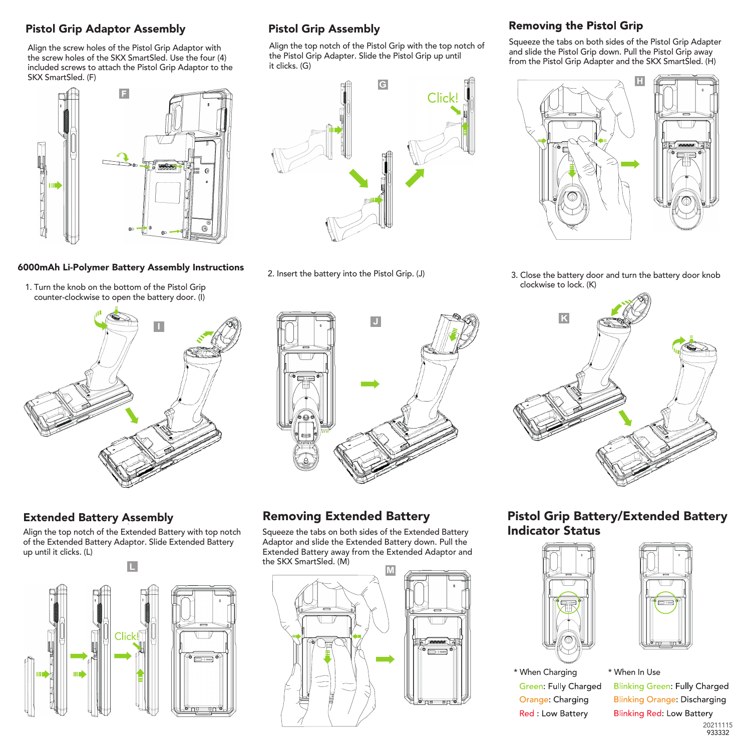## Pistol Grip Adaptor Assembly

Align the screw holes of the Pistol Grip Adaptor with the screw holes of the SKX SmartSled. Use the four (4) included screws to attach the Pistol Grip Adaptor to the SKX SmartSled. (F)

## Pistol Grip Assembly

Align the top notch of the Pistol Grip with the top notch of the Pistol Grip Adapter. Slide the Pistol Grip up until it clicks. (G)

Click!

## Removing the Pistol Grip

Squeeze the tabs on both sides of the Pistol Grip Adapter and slide the Pistol Grip down. Pull the Pistol Grip away from the Pistol Grip Adapter and the SKX SmartSled. (H)

### 6000mAh Li-Polymer Battery Assembly Instructions

1. Turn the knob on the bottom of the Pistol Grip counter-clockwise to open the battery door. (I)

2. Insert the battery into the Pistol Grip. (J)

3. Close the battery door and turn the battery door knob clockwise to lock. (K)

## Extended Battery Assembly

Align the top notch of the Extended Battery with top notch of the Extended Battery Adaptor. Slide Extended Battery up until it clicks. (L)

Click!

## Removing Extended Battery

Squeeze the tabs on both sides of the Extended Battery Adaptor and slide the Extended Battery down. Pull the Extended Battery away from the Extended Adaptor and the SKX SmartSled. (M)

## Pistol Grip Battery/Extended Battery Indicator Status

* When Charging
  - Green: Fully Charged
  - Orange: Charging
  - Red : Low Battery

* When In Use
  - Blinking Green: Fully Charged
  - Blinking Orange: Discharging
  - Blinking Red: Low Battery

20211115
933332